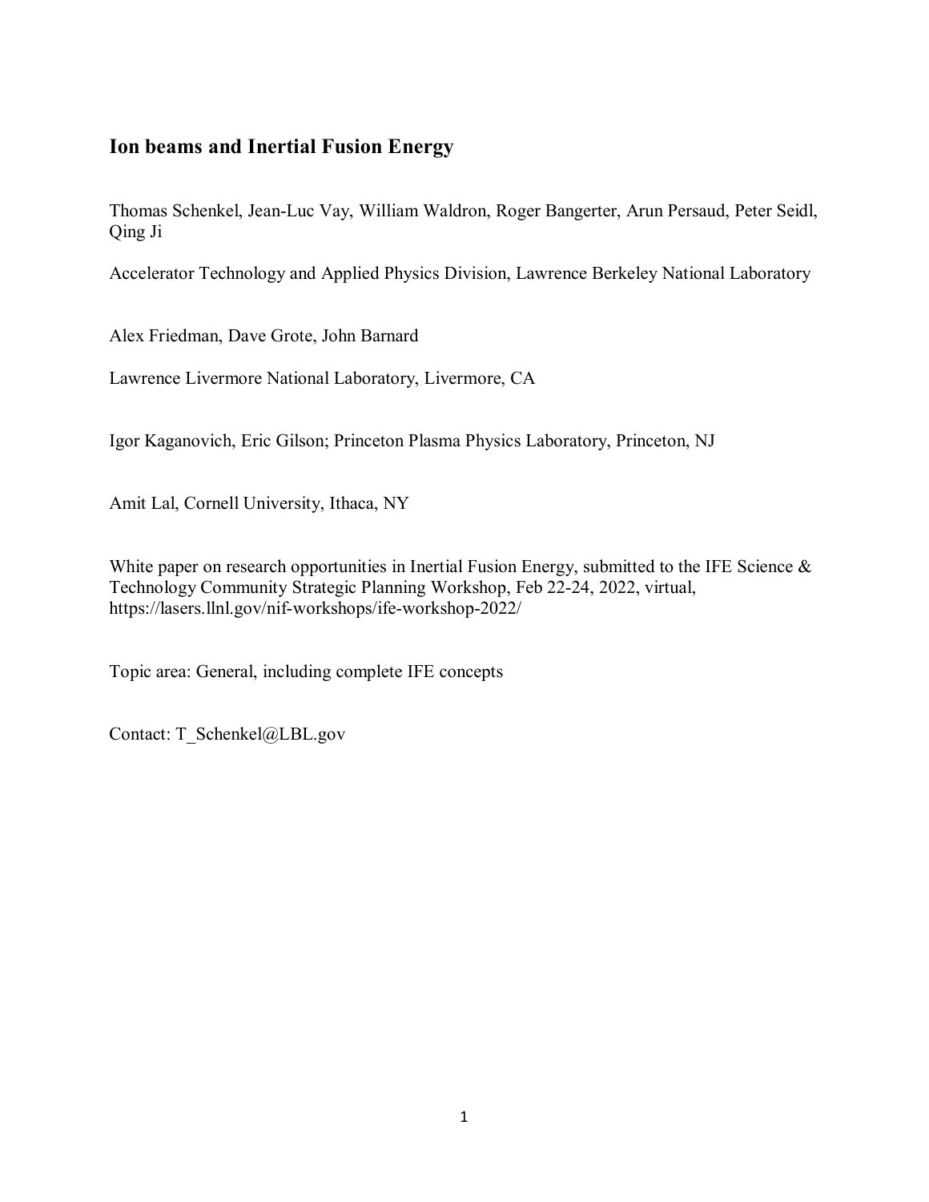# Ion beams and Inertial Fusion Energy

Thomas Schenkel, Jean-Luc Vay, William Waldron, Roger Bangerter, Arun Persaud, Peter Seidl, Qing Ji

Accelerator Technology and Applied Physics Division, Lawrence Berkeley National Laboratory

Alex Friedman, Dave Grote, John Barnard

Lawrence Livermore National Laboratory, Livermore, CA

Igor Kaganovich, Eric Gilson; Princeton Plasma Physics Laboratory, Princeton, NJ

Amit Lal, Cornell University, Ithaca, NY

White paper on research opportunities in Inertial Fusion Energy, submitted to the IFE Science & Technology Community Strategic Planning Workshop, Feb 22-24, 2022, virtual, https://lasers.llnl.gov/nif-workshops/ife-workshop-2022/

Topic area: General, including complete IFE concepts

Contact: T_Schenkel@LBL.gov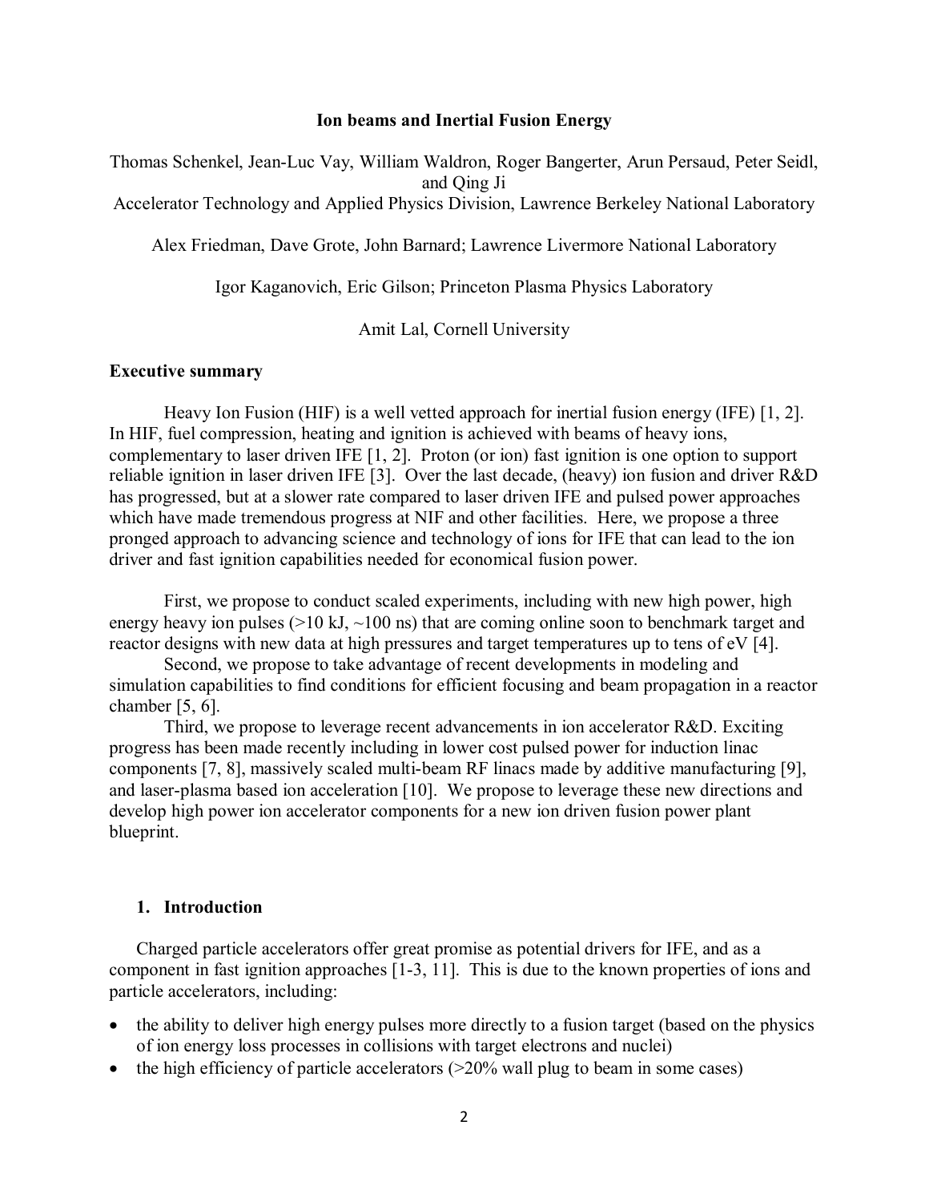# Ion beams and Inertial Fusion Energy

Thomas Schenkel, Jean-Luc Vay, William Waldron, Roger Bangerter, Arun Persaud, Peter Seidl, and Qing Ji
Accelerator Technology and Applied Physics Division, Lawrence Berkeley National Laboratory

Alex Friedman, Dave Grote, John Barnard; Lawrence Livermore National Laboratory

Igor Kaganovich, Eric Gilson; Princeton Plasma Physics Laboratory

Amit Lal, Cornell University

## Executive summary

Heavy Ion Fusion (HIF) is a well vetted approach for inertial fusion energy (IFE) [1, 2]. In HIF, fuel compression, heating and ignition is achieved with beams of heavy ions, complementary to laser driven IFE [1, 2]. Proton (or ion) fast ignition is one option to support reliable ignition in laser driven IFE [3]. Over the last decade, (heavy) ion fusion and driver R&D has progressed, but at a slower rate compared to laser driven IFE and pulsed power approaches which have made tremendous progress at NIF and other facilities. Here, we propose a three pronged approach to advancing science and technology of ions for IFE that can lead to the ion driver and fast ignition capabilities needed for economical fusion power.

First, we propose to conduct scaled experiments, including with new high power, high energy heavy ion pulses (>10 kJ, ~100 ns) that are coming online soon to benchmark target and reactor designs with new data at high pressures and target temperatures up to tens of eV [4].

Second, we propose to take advantage of recent developments in modeling and simulation capabilities to find conditions for efficient focusing and beam propagation in a reactor chamber [5, 6].

Third, we propose to leverage recent advancements in ion accelerator R&D. Exciting progress has been made recently including in lower cost pulsed power for induction linac components [7, 8], massively scaled multi-beam RF linacs made by additive manufacturing [9], and laser-plasma based ion acceleration [10]. We propose to leverage these new directions and develop high power ion accelerator components for a new ion driven fusion power plant blueprint.

## 1. Introduction

Charged particle accelerators offer great promise as potential drivers for IFE, and as a component in fast ignition approaches [1-3, 11]. This is due to the known properties of ions and particle accelerators, including:

- the ability to deliver high energy pulses more directly to a fusion target (based on the physics of ion energy loss processes in collisions with target electrons and nuclei)
- the high efficiency of particle accelerators (>20% wall plug to beam in some cases)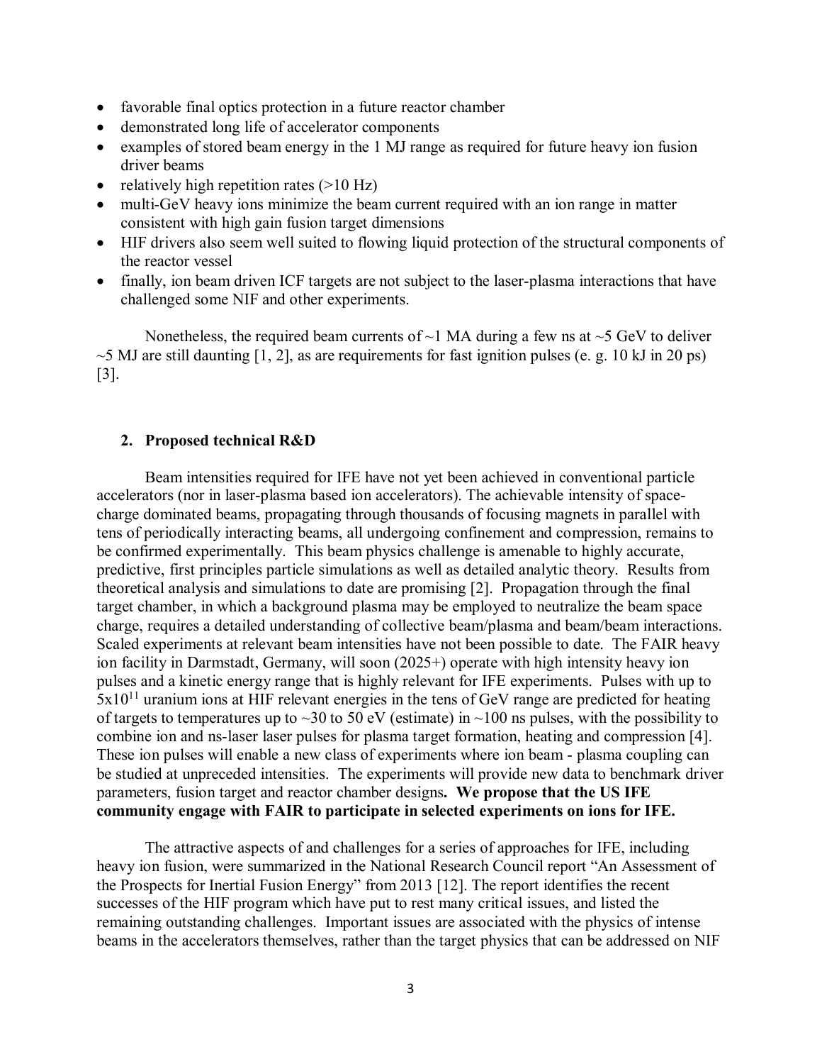- favorable final optics protection in a future reactor chamber
- demonstrated long life of accelerator components
- examples of stored beam energy in the 1 MJ range as required for future heavy ion fusion driver beams
- relatively high repetition rates (>10 Hz)
- multi-GeV heavy ions minimize the beam current required with an ion range in matter consistent with high gain fusion target dimensions
- HIF drivers also seem well suited to flowing liquid protection of the structural components of the reactor vessel
- finally, ion beam driven ICF targets are not subject to the laser-plasma interactions that have challenged some NIF and other experiments.

Nonetheless, the required beam currents of ~1 MA during a few ns at ~5 GeV to deliver ~5 MJ are still daunting [1, 2], as are requirements for fast ignition pulses (e. g. 10 kJ in 20 ps) [3].

## 2. Proposed technical R&D

Beam intensities required for IFE have not yet been achieved in conventional particle accelerators (nor in laser-plasma based ion accelerators). The achievable intensity of space-charge dominated beams, propagating through thousands of focusing magnets in parallel with tens of periodically interacting beams, all undergoing confinement and compression, remains to be confirmed experimentally. This beam physics challenge is amenable to highly accurate, predictive, first principles particle simulations as well as detailed analytic theory. Results from theoretical analysis and simulations to date are promising [2]. Propagation through the final target chamber, in which a background plasma may be employed to neutralize the beam space charge, requires a detailed understanding of collective beam/plasma and beam/beam interactions. Scaled experiments at relevant beam intensities have not been possible to date. The FAIR heavy ion facility in Darmstadt, Germany, will soon (2025+) operate with high intensity heavy ion pulses and a kinetic energy range that is highly relevant for IFE experiments. Pulses with up to $5 \times 10^{11}$ uranium ions at HIF relevant energies in the tens of GeV range are predicted for heating of targets to temperatures up to ~30 to 50 eV (estimate) in ~100 ns pulses, with the possibility to combine ion and ns-laser laser pulses for plasma target formation, heating and compression [4]. These ion pulses will enable a new class of experiments where ion beam - plasma coupling can be studied at unpreceded intensities. The experiments will provide new data to benchmark driver parameters, fusion target and reactor chamber designs. **We propose that the US IFE community engage with FAIR to participate in selected experiments on ions for IFE.**

The attractive aspects of and challenges for a series of approaches for IFE, including heavy ion fusion, were summarized in the National Research Council report "An Assessment of the Prospects for Inertial Fusion Energy" from 2013 [12]. The report identifies the recent successes of the HIF program which have put to rest many critical issues, and listed the remaining outstanding challenges. Important issues are associated with the physics of intense beams in the accelerators themselves, rather than the target physics that can be addressed on NIF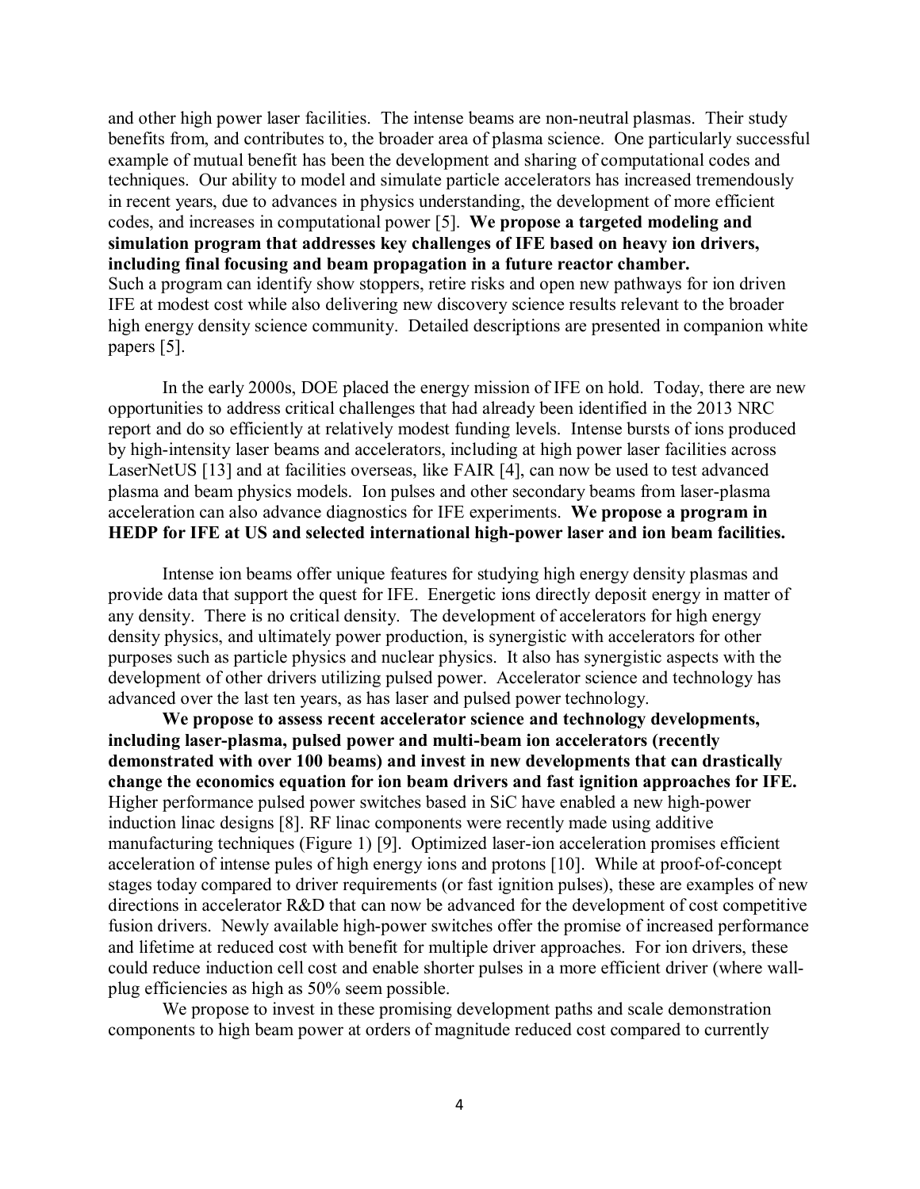and other high power laser facilities. The intense beams are non-neutral plasmas. Their study benefits from, and contributes to, the broader area of plasma science. One particularly successful example of mutual benefit has been the development and sharing of computational codes and techniques. Our ability to model and simulate particle accelerators has increased tremendously in recent years, due to advances in physics understanding, the development of more efficient codes, and increases in computational power [5]. **We propose a targeted modeling and simulation program that addresses key challenges of IFE based on heavy ion drivers, including final focusing and beam propagation in a future reactor chamber.** Such a program can identify show stoppers, retire risks and open new pathways for ion driven IFE at modest cost while also delivering new discovery science results relevant to the broader high energy density science community. Detailed descriptions are presented in companion white papers [5].

In the early 2000s, DOE placed the energy mission of IFE on hold. Today, there are new opportunities to address critical challenges that had already been identified in the 2013 NRC report and do so efficiently at relatively modest funding levels. Intense bursts of ions produced by high-intensity laser beams and accelerators, including at high power laser facilities across LaserNetUS [13] and at facilities overseas, like FAIR [4], can now be used to test advanced plasma and beam physics models. Ion pulses and other secondary beams from laser-plasma acceleration can also advance diagnostics for IFE experiments. **We propose a program in HEDP for IFE at US and selected international high-power laser and ion beam facilities.**

Intense ion beams offer unique features for studying high energy density plasmas and provide data that support the quest for IFE. Energetic ions directly deposit energy in matter of any density. There is no critical density. The development of accelerators for high energy density physics, and ultimately power production, is synergistic with accelerators for other purposes such as particle physics and nuclear physics. It also has synergistic aspects with the development of other drivers utilizing pulsed power. Accelerator science and technology has advanced over the last ten years, as has laser and pulsed power technology.

**We propose to assess recent accelerator science and technology developments, including laser-plasma, pulsed power and multi-beam ion accelerators (recently demonstrated with over 100 beams) and invest in new developments that can drastically change the economics equation for ion beam drivers and fast ignition approaches for IFE.** Higher performance pulsed power switches based in SiC have enabled a new high-power induction linac designs [8]. RF linac components were recently made using additive manufacturing techniques (Figure 1) [9]. Optimized laser-ion acceleration promises efficient acceleration of intense pules of high energy ions and protons [10]. While at proof-of-concept stages today compared to driver requirements (or fast ignition pulses), these are examples of new directions in accelerator R&D that can now be advanced for the development of cost competitive fusion drivers. Newly available high-power switches offer the promise of increased performance and lifetime at reduced cost with benefit for multiple driver approaches. For ion drivers, these could reduce induction cell cost and enable shorter pulses in a more efficient driver (where wall-plug efficiencies as high as 50% seem possible.

We propose to invest in these promising development paths and scale demonstration components to high beam power at orders of magnitude reduced cost compared to currently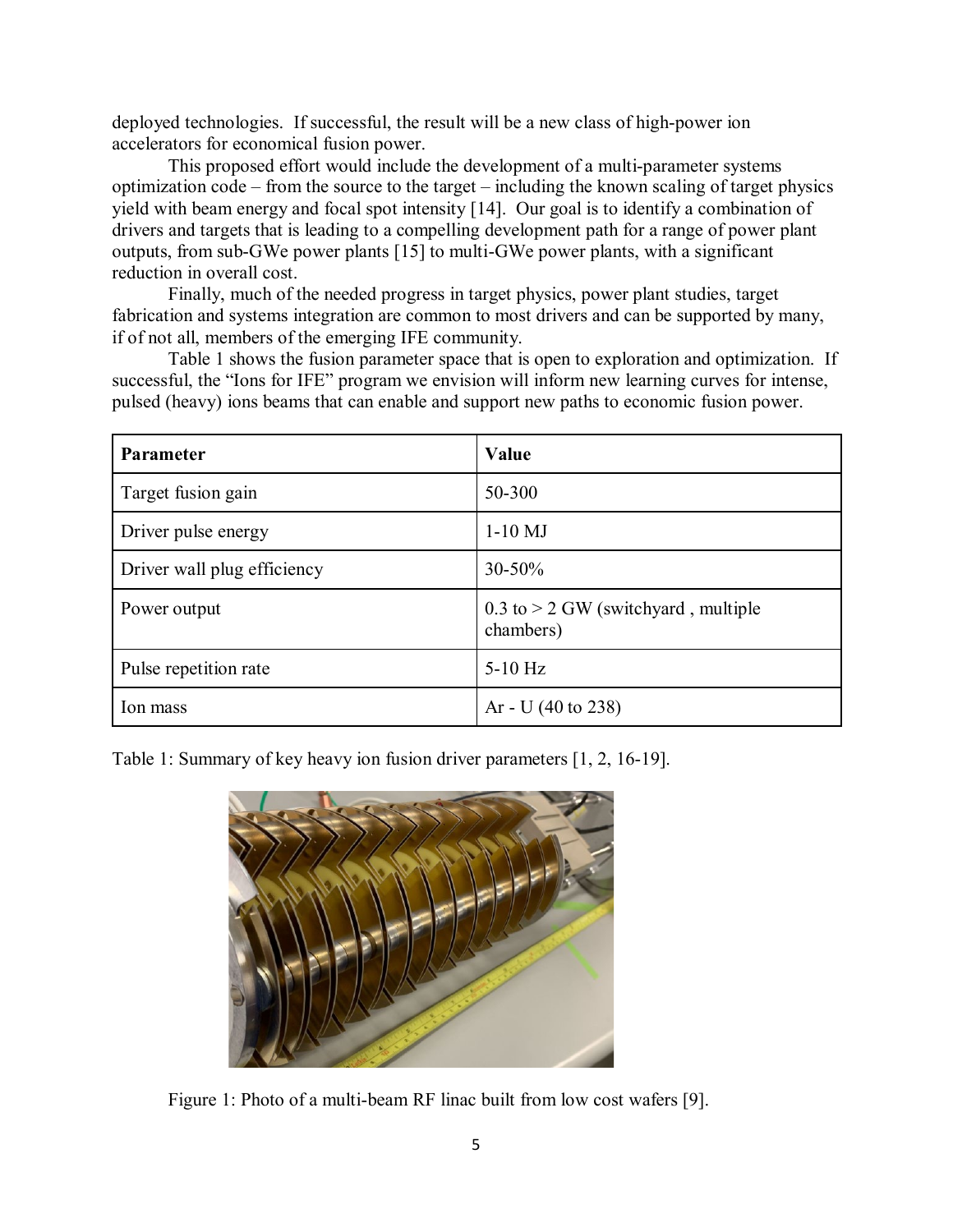deployed technologies. If successful, the result will be a new class of high-power ion accelerators for economical fusion power.

This proposed effort would include the development of a multi-parameter systems optimization code – from the source to the target – including the known scaling of target physics yield with beam energy and focal spot intensity [14]. Our goal is to identify a combination of drivers and targets that is leading to a compelling development path for a range of power plant outputs, from sub-GWe power plants [15] to multi-GWe power plants, with a significant reduction in overall cost.

Finally, much of the needed progress in target physics, power plant studies, target fabrication and systems integration are common to most drivers and can be supported by many, if of not all, members of the emerging IFE community.

Table 1 shows the fusion parameter space that is open to exploration and optimization. If successful, the "Ions for IFE" program we envision will inform new learning curves for intense, pulsed (heavy) ions beams that can enable and support new paths to economic fusion power.

| **Parameter** | **Value** |
| --- | --- |
| Target fusion gain | 50-300 |
| Driver pulse energy | 1-10 MJ |
| Driver wall plug efficiency | 30-50% |
| Power output | 0.3 to > 2 GW (switchyard , multiple chambers) |
| Pulse repetition rate | 5-10 Hz |
| Ion mass | Ar - U (40 to 238) |

Table 1: Summary of key heavy ion fusion driver parameters [1, 2, 16-19].

Figure 1: Photo of a multi-beam RF linac built from low cost wafers [9].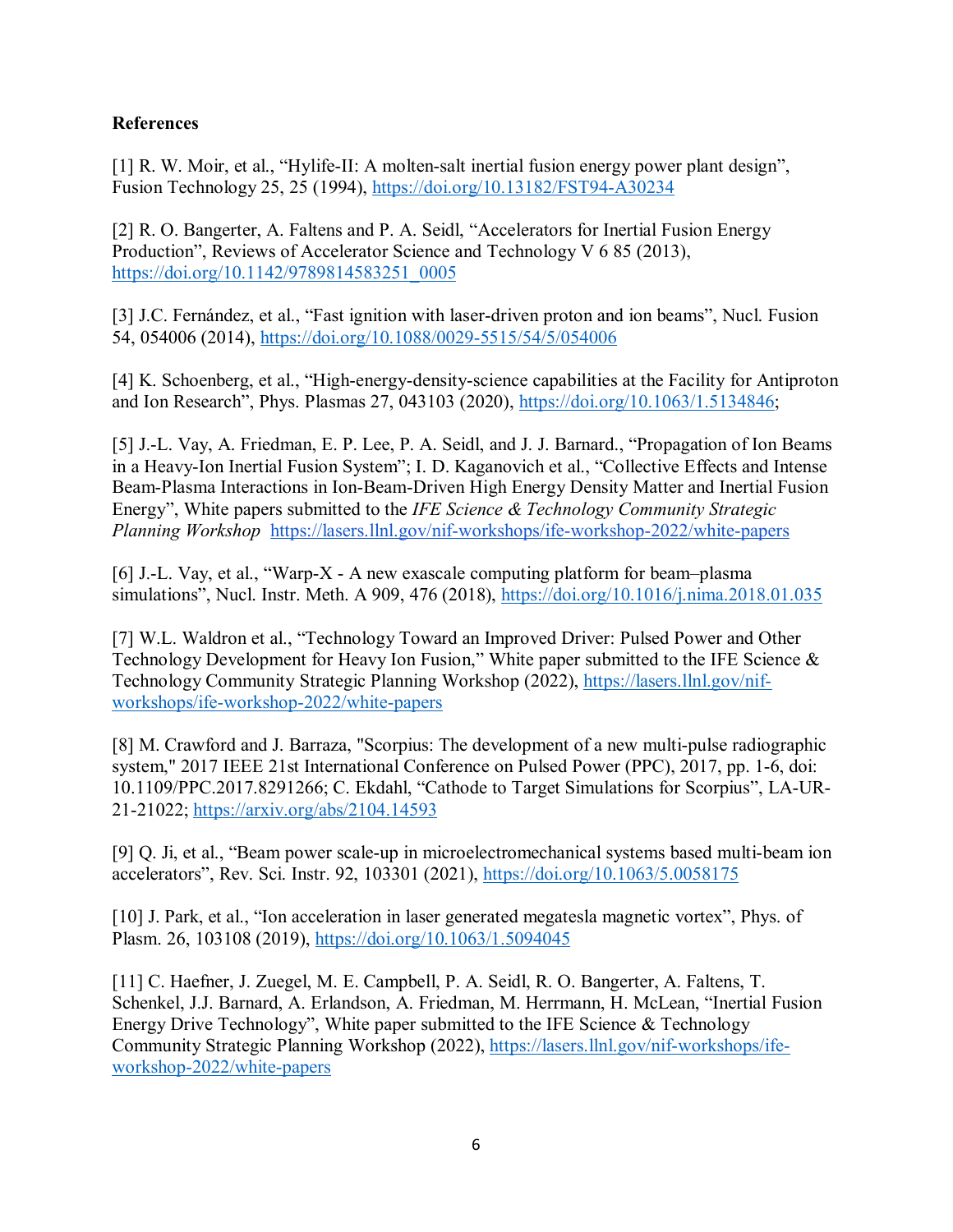**References**

[1] R. W. Moir, et al., "Hylife-II: A molten-salt inertial fusion energy power plant design", Fusion Technology 25, 25 (1994), https://doi.org/10.13182/FST94-A30234

[2] R. O. Bangerter, A. Faltens and P. A. Seidl, "Accelerators for Inertial Fusion Energy Production", Reviews of Accelerator Science and Technology V 6 85 (2013), https://doi.org/10.1142/9789814583251_0005

[3] J.C. Fernández, et al., "Fast ignition with laser-driven proton and ion beams", Nucl. Fusion 54, 054006 (2014), https://doi.org/10.1088/0029-5515/54/5/054006

[4] K. Schoenberg, et al., "High-energy-density-science capabilities at the Facility for Antiproton and Ion Research", Phys. Plasmas 27, 043103 (2020), https://doi.org/10.1063/1.5134846;

[5] J.-L. Vay, A. Friedman, E. P. Lee, P. A. Seidl, and J. J. Barnard., "Propagation of Ion Beams in a Heavy-Ion Inertial Fusion System"; I. D. Kaganovich et al., "Collective Effects and Intense Beam-Plasma Interactions in Ion-Beam-Driven High Energy Density Matter and Inertial Fusion Energy", White papers submitted to the *IFE Science & Technology Community Strategic Planning Workshop* https://lasers.llnl.gov/nif-workshops/ife-workshop-2022/white-papers

[6] J.-L. Vay, et al., "Warp-X - A new exascale computing platform for beam–plasma simulations", Nucl. Instr. Meth. A 909, 476 (2018), https://doi.org/10.1016/j.nima.2018.01.035

[7] W.L. Waldron et al., "Technology Toward an Improved Driver: Pulsed Power and Other Technology Development for Heavy Ion Fusion," White paper submitted to the IFE Science & Technology Community Strategic Planning Workshop (2022), https://lasers.llnl.gov/nif-workshops/ife-workshop-2022/white-papers

[8] M. Crawford and J. Barraza, "Scorpius: The development of a new multi-pulse radiographic system," 2017 IEEE 21st International Conference on Pulsed Power (PPC), 2017, pp. 1-6, doi: 10.1109/PPC.2017.8291266; C. Ekdahl, "Cathode to Target Simulations for Scorpius", LA-UR-21-21022; https://arxiv.org/abs/2104.14593

[9] Q. Ji, et al., "Beam power scale-up in microelectromechanical systems based multi-beam ion accelerators", Rev. Sci. Instr. 92, 103301 (2021), https://doi.org/10.1063/5.0058175

[10] J. Park, et al., "Ion acceleration in laser generated megatesla magnetic vortex", Phys. of Plasm. 26, 103108 (2019), https://doi.org/10.1063/1.5094045

[11] C. Haefner, J. Zuegel, M. E. Campbell, P. A. Seidl, R. O. Bangerter, A. Faltens, T. Schenkel, J.J. Barnard, A. Erlandson, A. Friedman, M. Herrmann, H. McLean, "Inertial Fusion Energy Drive Technology", White paper submitted to the IFE Science & Technology Community Strategic Planning Workshop (2022), https://lasers.llnl.gov/nif-workshops/ife-workshop-2022/white-papers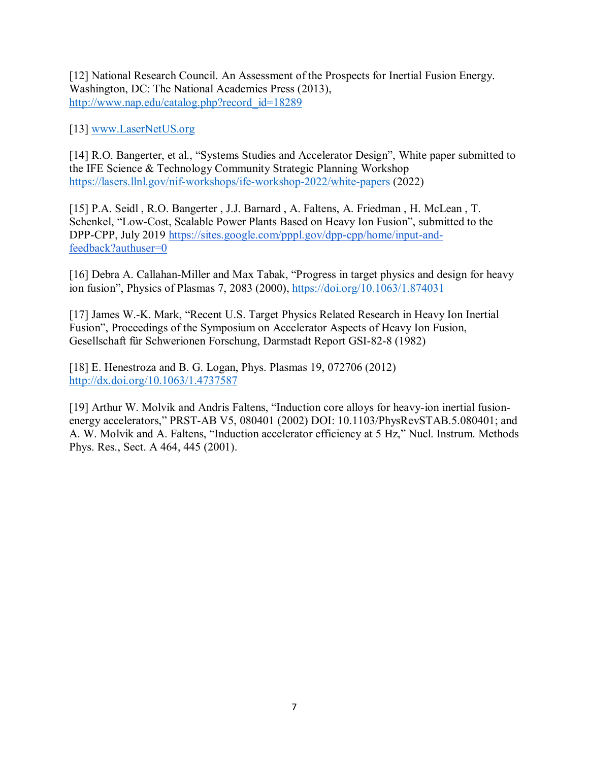[12] National Research Council. An Assessment of the Prospects for Inertial Fusion Energy. Washington, DC: The National Academies Press (2013), http://www.nap.edu/catalog.php?record_id=18289

[13] www.LaserNetUS.org

[14] R.O. Bangerter, et al., "Systems Studies and Accelerator Design", White paper submitted to the IFE Science & Technology Community Strategic Planning Workshop https://lasers.llnl.gov/nif-workshops/ife-workshop-2022/white-papers (2022)

[15] P.A. Seidl , R.O. Bangerter , J.J. Barnard , A. Faltens, A. Friedman , H. McLean , T. Schenkel, "Low-Cost, Scalable Power Plants Based on Heavy Ion Fusion", submitted to the DPP-CPP, July 2019 https://sites.google.com/pppl.gov/dpp-cpp/home/input-and-feedback?authuser=0

[16] Debra A. Callahan-Miller and Max Tabak, "Progress in target physics and design for heavy ion fusion", Physics of Plasmas 7, 2083 (2000), https://doi.org/10.1063/1.874031

[17] James W.-K. Mark, "Recent U.S. Target Physics Related Research in Heavy Ion Inertial Fusion", Proceedings of the Symposium on Accelerator Aspects of Heavy Ion Fusion, Gesellschaft für Schwerionen Forschung, Darmstadt Report GSI-82-8 (1982)

[18] E. Henestroza and B. G. Logan, Phys. Plasmas 19, 072706 (2012) http://dx.doi.org/10.1063/1.4737587

[19] Arthur W. Molvik and Andris Faltens, "Induction core alloys for heavy-ion inertial fusion-energy accelerators," PRST-AB V5, 080401 (2002) DOI: 10.1103/PhysRevSTAB.5.080401; and A. W. Molvik and A. Faltens, "Induction accelerator efficiency at 5 Hz," Nucl. Instrum. Methods Phys. Res., Sect. A 464, 445 (2001).